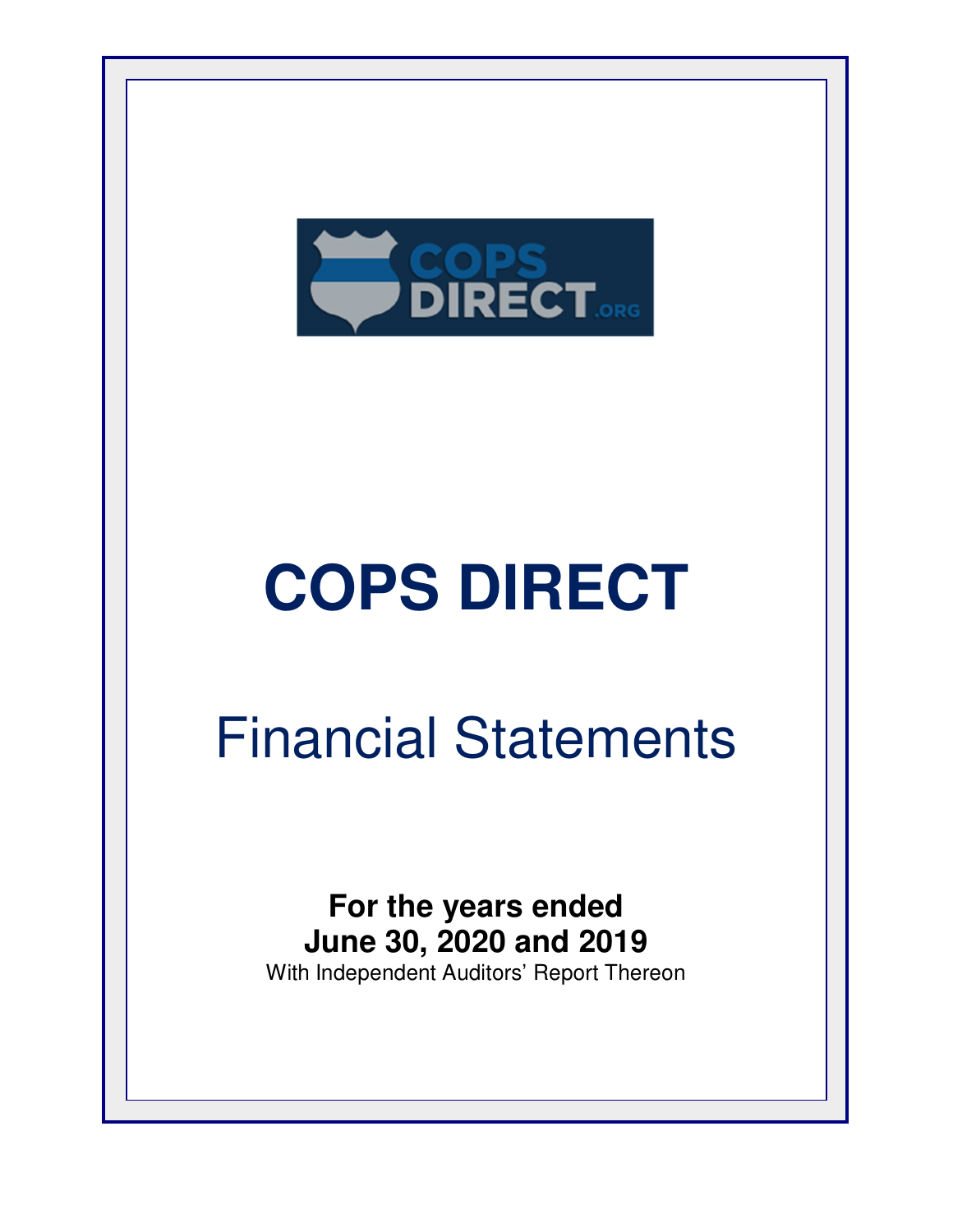# COPS DIRECT

## Financial Statements

**For the years ended**
**June 30, 2020 and 2019**
With Independent Auditors' Report Thereon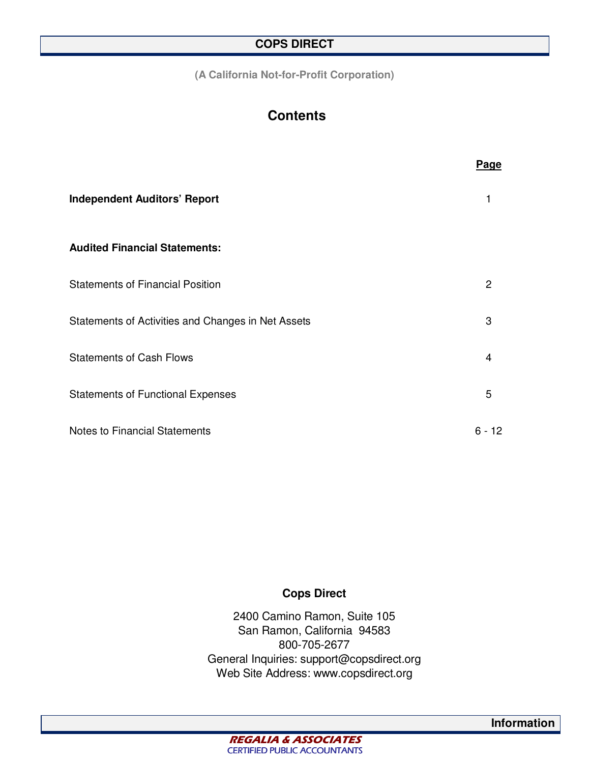# COPS DIRECT

**(A California Not-for-Profit Corporation)**

## Contents

| | Page |
|---|---|
| **Independent Auditors' Report** | 1 |
| **Audited Financial Statements:** | |
| Statements of Financial Position | 2 |
| Statements of Activities and Changes in Net Assets | 3 |
| Statements of Cash Flows | 4 |
| Statements of Functional Expenses | 5 |
| Notes to Financial Statements | 6 - 12 |

**Cops Direct**

2400 Camino Ramon, Suite 105
San Ramon, California 94583
800-705-2677
General Inquiries: support@copsdirect.org
Web Site Address: www.copsdirect.org

**Information**

REGALIA & ASSOCIATES
CERTIFIED PUBLIC ACCOUNTANTS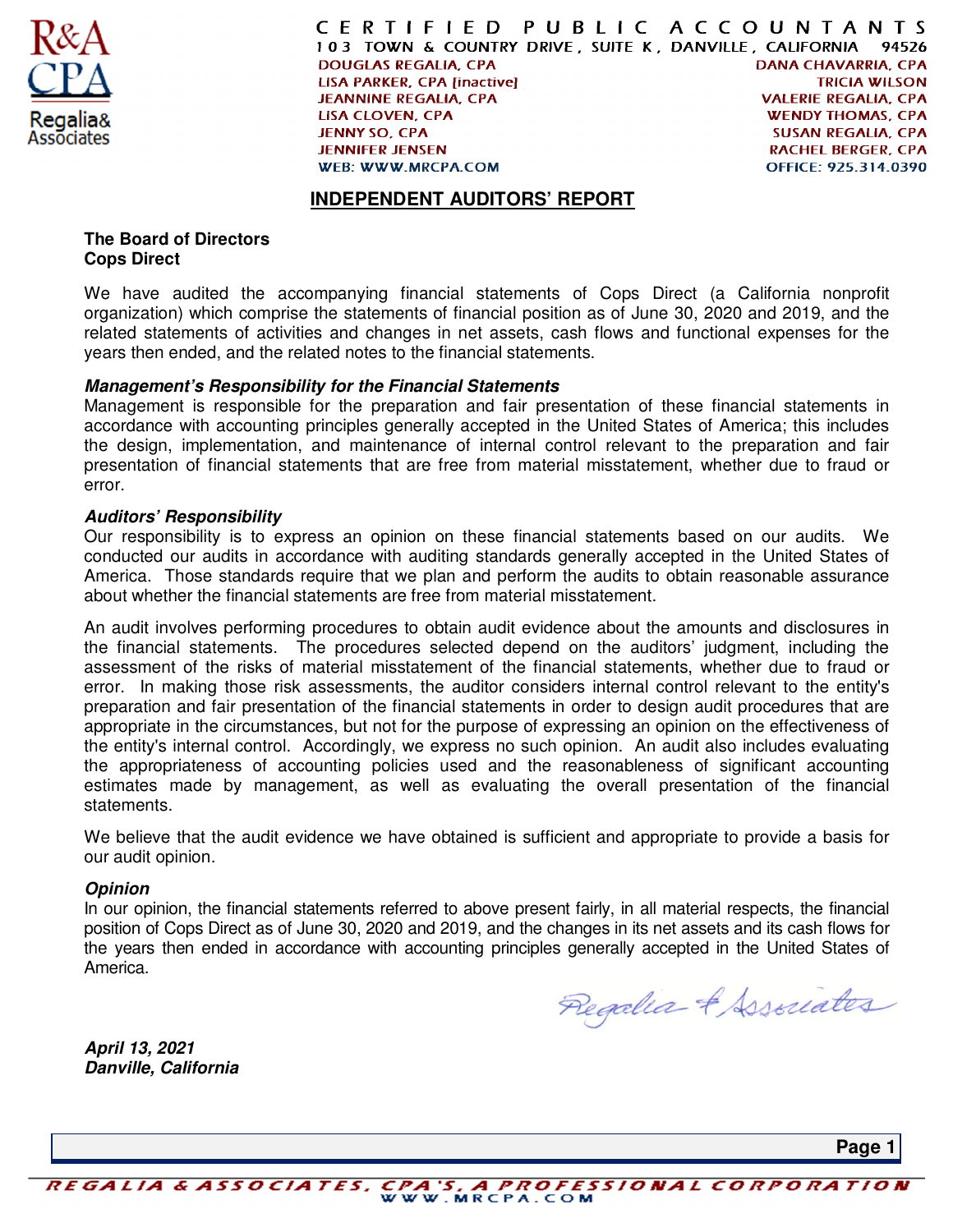# INDEPENDENT AUDITORS' REPORT

**The Board of Directors**
**Cops Direct**

We have audited the accompanying financial statements of Cops Direct (a California nonprofit organization) which comprise the statements of financial position as of June 30, 2020 and 2019, and the related statements of activities and changes in net assets, cash flows and functional expenses for the years then ended, and the related notes to the financial statements.

***Management's Responsibility for the Financial Statements***
Management is responsible for the preparation and fair presentation of these financial statements in accordance with accounting principles generally accepted in the United States of America; this includes the design, implementation, and maintenance of internal control relevant to the preparation and fair presentation of financial statements that are free from material misstatement, whether due to fraud or error.

***Auditors' Responsibility***
Our responsibility is to express an opinion on these financial statements based on our audits. We conducted our audits in accordance with auditing standards generally accepted in the United States of America. Those standards require that we plan and perform the audits to obtain reasonable assurance about whether the financial statements are free from material misstatement.

An audit involves performing procedures to obtain audit evidence about the amounts and disclosures in the financial statements. The procedures selected depend on the auditors' judgment, including the assessment of the risks of material misstatement of the financial statements, whether due to fraud or error. In making those risk assessments, the auditor considers internal control relevant to the entity's preparation and fair presentation of the financial statements in order to design audit procedures that are appropriate in the circumstances, but not for the purpose of expressing an opinion on the effectiveness of the entity's internal control. Accordingly, we express no such opinion. An audit also includes evaluating the appropriateness of accounting policies used and the reasonableness of significant accounting estimates made by management, as well as evaluating the overall presentation of the financial statements.

We believe that the audit evidence we have obtained is sufficient and appropriate to provide a basis for our audit opinion.

***Opinion***
In our opinion, the financial statements referred to above present fairly, in all material respects, the financial position of Cops Direct as of June 30, 2020 and 2019, and the changes in its net assets and its cash flows for the years then ended in accordance with accounting principles generally accepted in the United States of America.

Regalia & Associates

***April 13, 2021***
***Danville, California***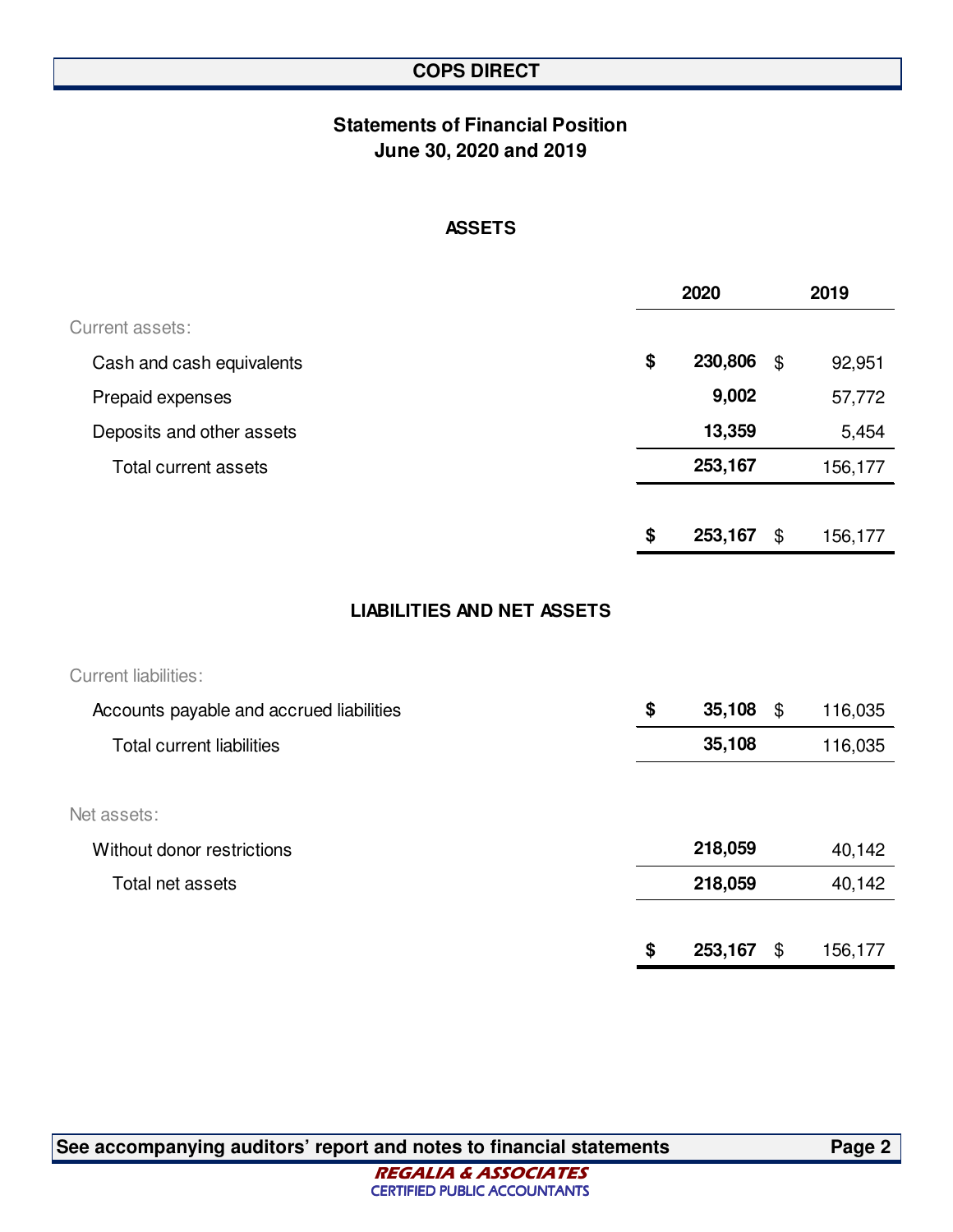# COPS DIRECT

## Statements of Financial Position
## June 30, 2020 and 2019

### ASSETS

| | 2020 | 2019 |
|---|---|---|
| Current assets: | | |
| Cash and cash equivalents | **$ 230,806** | $ 92,951 |
| Prepaid expenses | **9,002** | 57,772 |
| Deposits and other assets | **13,359** | 5,454 |
| Total current assets | **253,167** | 156,177 |
| | **$ 253,167** | $ 156,177 |

### LIABILITIES AND NET ASSETS

| | 2020 | 2019 |
|---|---|---|
| Current liabilities: | | |
| Accounts payable and accrued liabilities | **$ 35,108** | $ 116,035 |
| Total current liabilities | **35,108** | 116,035 |
| Net assets: | | |
| Without donor restrictions | **218,059** | 40,142 |
| Total net assets | **218,059** | 40,142 |
| | **$ 253,167** | $ 156,177 |

See accompanying auditors' report and notes to financial statements

REGALIA & ASSOCIATES
CERTIFIED PUBLIC ACCOUNTANTS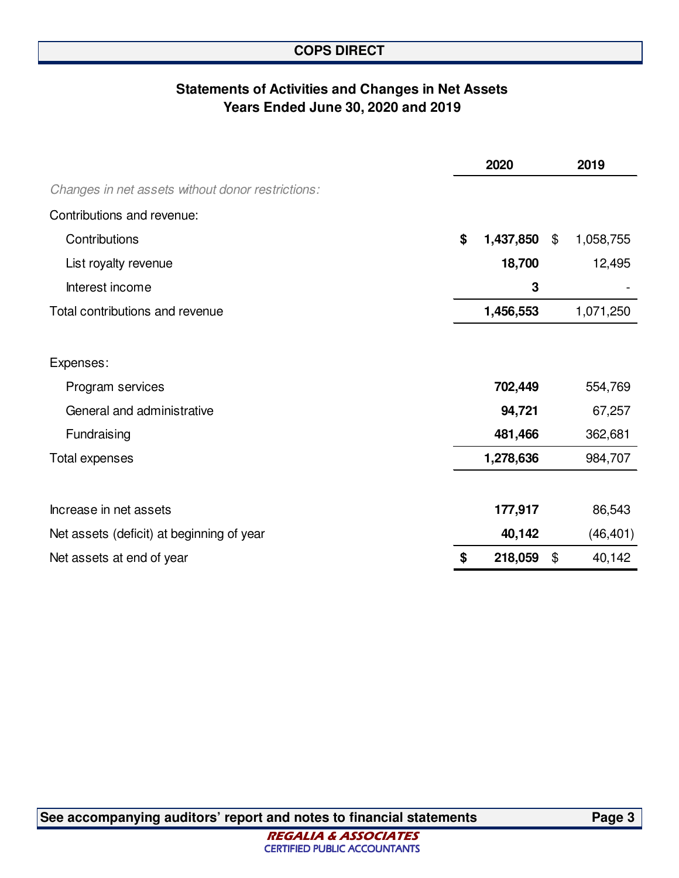# COPS DIRECT

## Statements of Activities and Changes in Net Assets
## Years Ended June 30, 2020 and 2019

| | 2020 | 2019 |
|---|---|---|
| *Changes in net assets without donor restrictions:* | | |
| Contributions and revenue: | | |
| Contributions | **$ 1,437,850** | $ 1,058,755 |
| List royalty revenue | **18,700** | 12,495 |
| Interest income | **3** | - |
| Total contributions and revenue | **1,456,553** | 1,071,250 |
| Expenses: | | |
| Program services | **702,449** | 554,769 |
| General and administrative | **94,721** | 67,257 |
| Fundraising | **481,466** | 362,681 |
| Total expenses | **1,278,636** | 984,707 |
| Increase in net assets | **177,917** | 86,543 |
| Net assets (deficit) at beginning of year | **40,142** | (46,401) |
| Net assets at end of year | **$ 218,059** | $ 40,142 |

**See accompanying auditors' report and notes to financial statements**

REGALIA & ASSOCIATES
CERTIFIED PUBLIC ACCOUNTANTS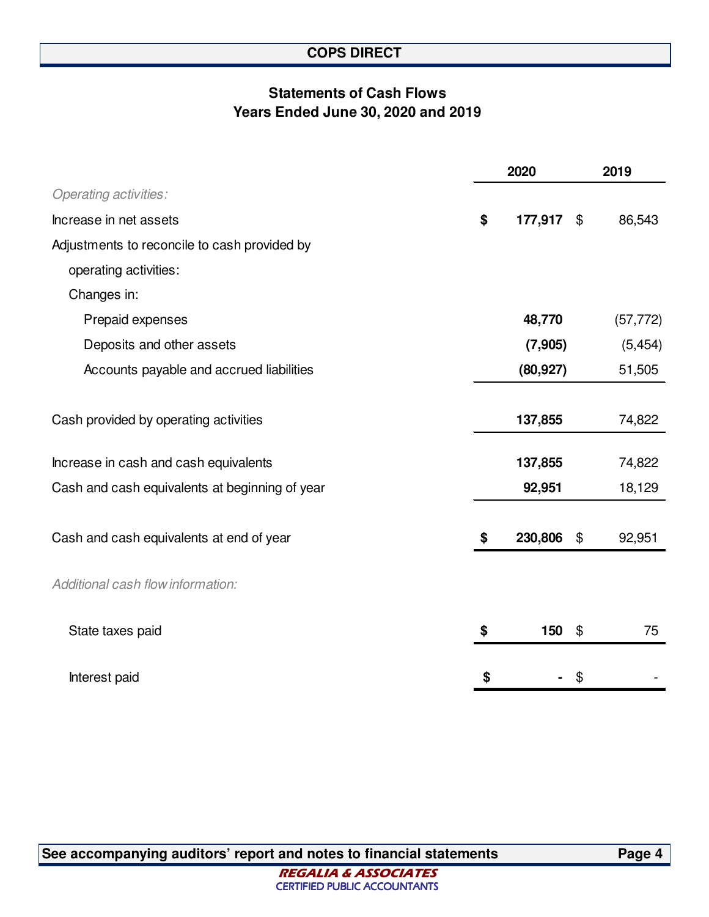# COPS DIRECT

## Statements of Cash Flows
### Years Ended June 30, 2020 and 2019

| | 2020 | 2019 |
|---|---|---|
| *Operating activities:* | | |
| Increase in net assets | **$ 177,917** | $ 86,543 |
| Adjustments to reconcile to cash provided by | | |
| operating activities: | | |
| Changes in: | | |
| Prepaid expenses | **48,770** | (57,772) |
| Deposits and other assets | **(7,905)** | (5,454) |
| Accounts payable and accrued liabilities | **(80,927)** | 51,505 |
| Cash provided by operating activities | **137,855** | 74,822 |
| Increase in cash and cash equivalents | **137,855** | 74,822 |
| Cash and cash equivalents at beginning of year | **92,951** | 18,129 |
| Cash and cash equivalents at end of year | **$ 230,806** | $ 92,951 |
| *Additional cash flow information:* | | |
| State taxes paid | **$ 150** | $ 75 |
| Interest paid | **$ -** | $ - |

**See accompanying auditors' report and notes to financial statements**

REGALIA & ASSOCIATES
CERTIFIED PUBLIC ACCOUNTANTS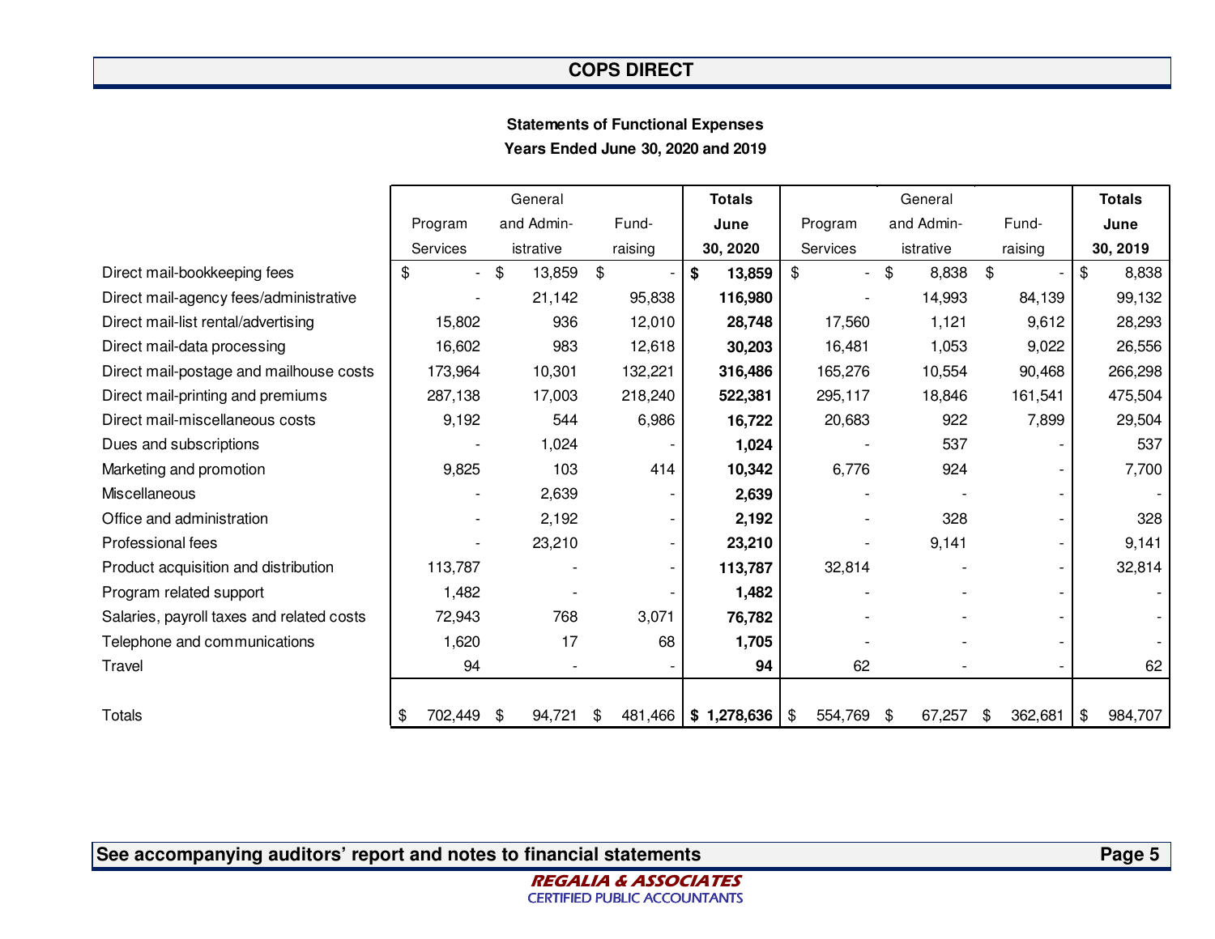## COPS DIRECT

### Statements of Functional Expenses
### Years Ended June 30, 2020 and 2019

| | Program Services | General and Administrative | Fund-raising | **Totals June 30, 2020** | Program Services | General and Administrative | Fund-raising | **Totals June 30, 2019** |
|---|---|---|---|---|---|---|---|---|
| Direct mail-bookkeeping fees | $ - | $ 13,859 | $ - | **$ 13,859** | $ - | $ 8,838 | $ - | $ 8,838 |
| Direct mail-agency fees/administrative | - | 21,142 | 95,838 | **116,980** | - | 14,993 | 84,139 | 99,132 |
| Direct mail-list rental/advertising | 15,802 | 936 | 12,010 | **28,748** | 17,560 | 1,121 | 9,612 | 28,293 |
| Direct mail-data processing | 16,602 | 983 | 12,618 | **30,203** | 16,481 | 1,053 | 9,022 | 26,556 |
| Direct mail-postage and mailhouse costs | 173,964 | 10,301 | 132,221 | **316,486** | 165,276 | 10,554 | 90,468 | 266,298 |
| Direct mail-printing and premiums | 287,138 | 17,003 | 218,240 | **522,381** | 295,117 | 18,846 | 161,541 | 475,504 |
| Direct mail-miscellaneous costs | 9,192 | 544 | 6,986 | **16,722** | 20,683 | 922 | 7,899 | 29,504 |
| Dues and subscriptions | - | 1,024 | - | **1,024** | - | 537 | - | 537 |
| Marketing and promotion | 9,825 | 103 | 414 | **10,342** | 6,776 | 924 | - | 7,700 |
| Miscellaneous | - | 2,639 | - | **2,639** | - | - | - | - |
| Office and administration | - | 2,192 | - | **2,192** | - | 328 | - | 328 |
| Professional fees | - | 23,210 | - | **23,210** | - | 9,141 | - | 9,141 |
| Product acquisition and distribution | 113,787 | - | - | **113,787** | 32,814 | - | - | 32,814 |
| Program related support | 1,482 | - | - | **1,482** | - | - | - | - |
| Salaries, payroll taxes and related costs | 72,943 | 768 | 3,071 | **76,782** | - | - | - | - |
| Telephone and communications | 1,620 | 17 | 68 | **1,705** | - | - | - | - |
| Travel | 94 | - | - | **94** | 62 | - | - | 62 |
| Totals | $ 702,449 | $ 94,721 | $ 481,466 | **$ 1,278,636** | $ 554,769 | $ 67,257 | $ 362,681 | $ 984,707 |

**See accompanying auditors' report and notes to financial statements**

REGALIA & ASSOCIATES
CERTIFIED PUBLIC ACCOUNTANTS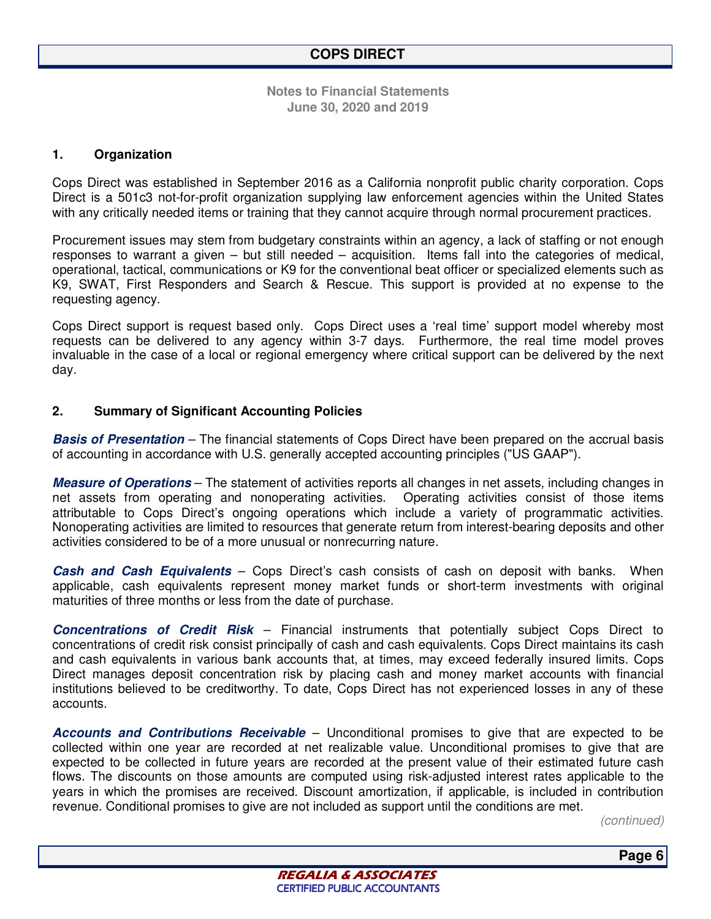# COPS DIRECT

**Notes to Financial Statements**
**June 30, 2020 and 2019**

## 1. Organization

Cops Direct was established in September 2016 as a California nonprofit public charity corporation. Cops Direct is a 501c3 not-for-profit organization supplying law enforcement agencies within the United States with any critically needed items or training that they cannot acquire through normal procurement practices.

Procurement issues may stem from budgetary constraints within an agency, a lack of staffing or not enough responses to warrant a given – but still needed – acquisition. Items fall into the categories of medical, operational, tactical, communications or K9 for the conventional beat officer or specialized elements such as K9, SWAT, First Responders and Search & Rescue. This support is provided at no expense to the requesting agency.

Cops Direct support is request based only. Cops Direct uses a 'real time' support model whereby most requests can be delivered to any agency within 3-7 days. Furthermore, the real time model proves invaluable in the case of a local or regional emergency where critical support can be delivered by the next day.

## 2. Summary of Significant Accounting Policies

***Basis of Presentation*** – The financial statements of Cops Direct have been prepared on the accrual basis of accounting in accordance with U.S. generally accepted accounting principles ("US GAAP").

***Measure of Operations*** – The statement of activities reports all changes in net assets, including changes in net assets from operating and nonoperating activities. Operating activities consist of those items attributable to Cops Direct's ongoing operations which include a variety of programmatic activities. Nonoperating activities are limited to resources that generate return from interest-bearing deposits and other activities considered to be of a more unusual or nonrecurring nature.

***Cash and Cash Equivalents*** – Cops Direct's cash consists of cash on deposit with banks. When applicable, cash equivalents represent money market funds or short-term investments with original maturities of three months or less from the date of purchase.

***Concentrations of Credit Risk*** – Financial instruments that potentially subject Cops Direct to concentrations of credit risk consist principally of cash and cash equivalents. Cops Direct maintains its cash and cash equivalents in various bank accounts that, at times, may exceed federally insured limits. Cops Direct manages deposit concentration risk by placing cash and money market accounts with financial institutions believed to be creditworthy. To date, Cops Direct has not experienced losses in any of these accounts.

***Accounts and Contributions Receivable*** – Unconditional promises to give that are expected to be collected within one year are recorded at net realizable value. Unconditional promises to give that are expected to be collected in future years are recorded at the present value of their estimated future cash flows. The discounts on those amounts are computed using risk-adjusted interest rates applicable to the years in which the promises are received. Discount amortization, if applicable, is included in contribution revenue. Conditional promises to give are not included as support until the conditions are met.

*(continued)*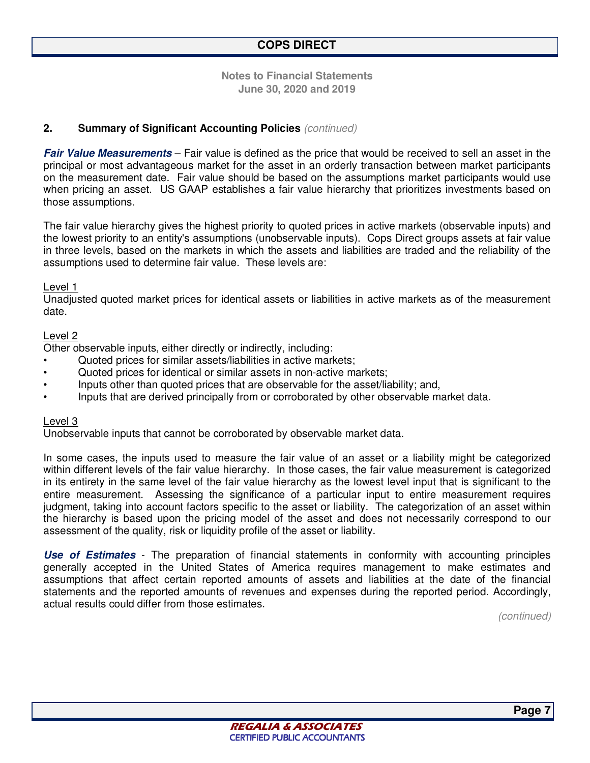## 2. Summary of Significant Accounting Policies *(continued)*

***Fair Value Measurements*** – Fair value is defined as the price that would be received to sell an asset in the principal or most advantageous market for the asset in an orderly transaction between market participants on the measurement date. Fair value should be based on the assumptions market participants would use when pricing an asset. US GAAP establishes a fair value hierarchy that prioritizes investments based on those assumptions.

The fair value hierarchy gives the highest priority to quoted prices in active markets (observable inputs) and the lowest priority to an entity's assumptions (unobservable inputs). Cops Direct groups assets at fair value in three levels, based on the markets in which the assets and liabilities are traded and the reliability of the assumptions used to determine fair value. These levels are:

Level 1
Unadjusted quoted market prices for identical assets or liabilities in active markets as of the measurement date.

Level 2
Other observable inputs, either directly or indirectly, including:

- Quoted prices for similar assets/liabilities in active markets;
- Quoted prices for identical or similar assets in non-active markets;
- Inputs other than quoted prices that are observable for the asset/liability; and,
- Inputs that are derived principally from or corroborated by other observable market data.

Level 3
Unobservable inputs that cannot be corroborated by observable market data.

In some cases, the inputs used to measure the fair value of an asset or a liability might be categorized within different levels of the fair value hierarchy. In those cases, the fair value measurement is categorized in its entirety in the same level of the fair value hierarchy as the lowest level input that is significant to the entire measurement. Assessing the significance of a particular input to entire measurement requires judgment, taking into account factors specific to the asset or liability. The categorization of an asset within the hierarchy is based upon the pricing model of the asset and does not necessarily correspond to our assessment of the quality, risk or liquidity profile of the asset or liability.

***Use of Estimates*** - The preparation of financial statements in conformity with accounting principles generally accepted in the United States of America requires management to make estimates and assumptions that affect certain reported amounts of assets and liabilities at the date of the financial statements and the reported amounts of revenues and expenses during the reported period. Accordingly, actual results could differ from those estimates.

*(continued)*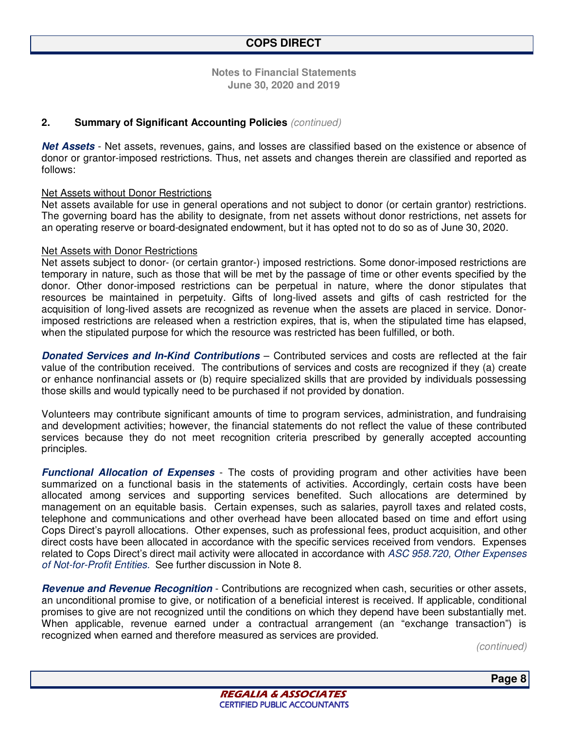**Notes to Financial Statements**
**June 30, 2020 and 2019**

## 2. Summary of Significant Accounting Policies *(continued)*

***Net Assets*** - Net assets, revenues, gains, and losses are classified based on the existence or absence of donor or grantor-imposed restrictions. Thus, net assets and changes therein are classified and reported as follows:

Net Assets without Donor Restrictions
Net assets available for use in general operations and not subject to donor (or certain grantor) restrictions. The governing board has the ability to designate, from net assets without donor restrictions, net assets for an operating reserve or board-designated endowment, but it has opted not to do so as of June 30, 2020.

Net Assets with Donor Restrictions
Net assets subject to donor- (or certain grantor-) imposed restrictions. Some donor-imposed restrictions are temporary in nature, such as those that will be met by the passage of time or other events specified by the donor. Other donor-imposed restrictions can be perpetual in nature, where the donor stipulates that resources be maintained in perpetuity. Gifts of long-lived assets and gifts of cash restricted for the acquisition of long-lived assets are recognized as revenue when the assets are placed in service. Donor-imposed restrictions are released when a restriction expires, that is, when the stipulated time has elapsed, when the stipulated purpose for which the resource was restricted has been fulfilled, or both.

***Donated Services and In-Kind Contributions*** – Contributed services and costs are reflected at the fair value of the contribution received. The contributions of services and costs are recognized if they (a) create or enhance nonfinancial assets or (b) require specialized skills that are provided by individuals possessing those skills and would typically need to be purchased if not provided by donation.

Volunteers may contribute significant amounts of time to program services, administration, and fundraising and development activities; however, the financial statements do not reflect the value of these contributed services because they do not meet recognition criteria prescribed by generally accepted accounting principles.

***Functional Allocation of Expenses*** - The costs of providing program and other activities have been summarized on a functional basis in the statements of activities. Accordingly, certain costs have been allocated among services and supporting services benefited. Such allocations are determined by management on an equitable basis. Certain expenses, such as salaries, payroll taxes and related costs, telephone and communications and other overhead have been allocated based on time and effort using Cops Direct's payroll allocations. Other expenses, such as professional fees, product acquisition, and other direct costs have been allocated in accordance with the specific services received from vendors. Expenses related to Cops Direct's direct mail activity were allocated in accordance with *ASC 958.720, Other Expenses of Not-for-Profit Entities.* See further discussion in Note 8.

***Revenue and Revenue Recognition*** - Contributions are recognized when cash, securities or other assets, an unconditional promise to give, or notification of a beneficial interest is received. If applicable, conditional promises to give are not recognized until the conditions on which they depend have been substantially met. When applicable, revenue earned under a contractual arrangement (an "exchange transaction") is recognized when earned and therefore measured as services are provided.

*(continued)*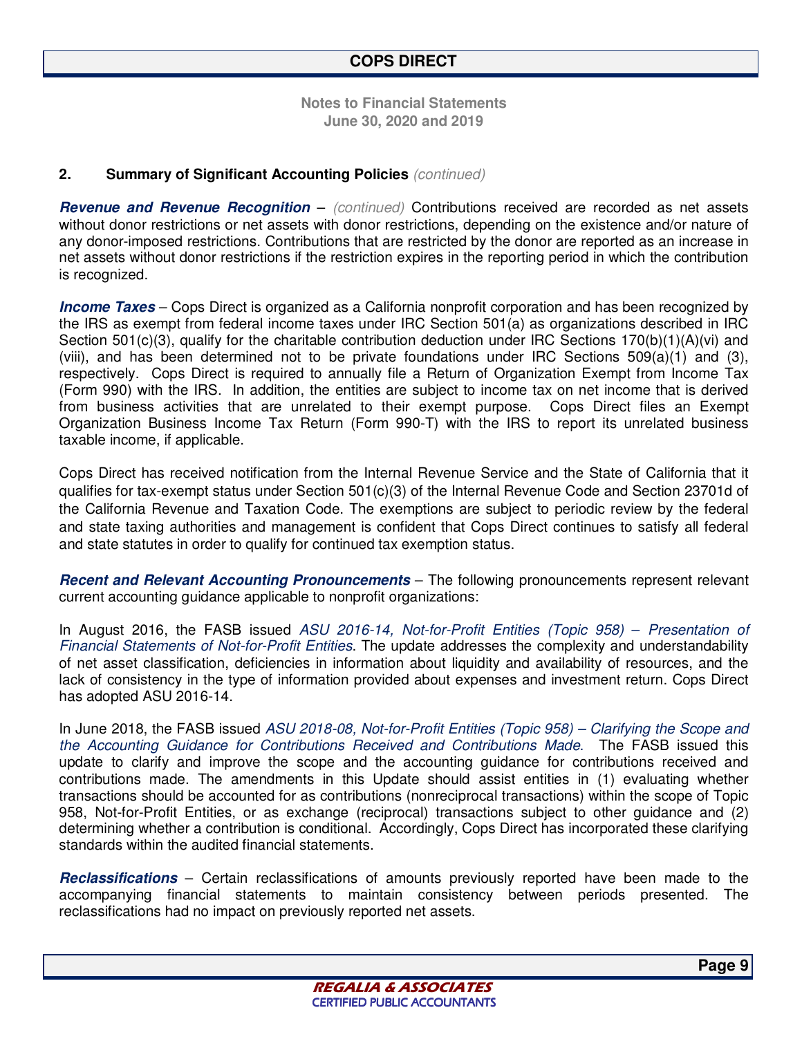## 2. Summary of Significant Accounting Policies *(continued)*

***Revenue and Revenue Recognition*** – *(continued)* Contributions received are recorded as net assets without donor restrictions or net assets with donor restrictions, depending on the existence and/or nature of any donor-imposed restrictions. Contributions that are restricted by the donor are reported as an increase in net assets without donor restrictions if the restriction expires in the reporting period in which the contribution is recognized.

***Income Taxes*** – Cops Direct is organized as a California nonprofit corporation and has been recognized by the IRS as exempt from federal income taxes under IRC Section 501(a) as organizations described in IRC Section 501(c)(3), qualify for the charitable contribution deduction under IRC Sections 170(b)(1)(A)(vi) and (viii), and has been determined not to be private foundations under IRC Sections 509(a)(1) and (3), respectively. Cops Direct is required to annually file a Return of Organization Exempt from Income Tax (Form 990) with the IRS. In addition, the entities are subject to income tax on net income that is derived from business activities that are unrelated to their exempt purpose. Cops Direct files an Exempt Organization Business Income Tax Return (Form 990-T) with the IRS to report its unrelated business taxable income, if applicable.

Cops Direct has received notification from the Internal Revenue Service and the State of California that it qualifies for tax-exempt status under Section 501(c)(3) of the Internal Revenue Code and Section 23701d of the California Revenue and Taxation Code. The exemptions are subject to periodic review by the federal and state taxing authorities and management is confident that Cops Direct continues to satisfy all federal and state statutes in order to qualify for continued tax exemption status.

***Recent and Relevant Accounting Pronouncements*** – The following pronouncements represent relevant current accounting guidance applicable to nonprofit organizations:

In August 2016, the FASB issued *ASU 2016-14, Not-for-Profit Entities (Topic 958) – Presentation of Financial Statements of Not-for-Profit Entities*. The update addresses the complexity and understandability of net asset classification, deficiencies in information about liquidity and availability of resources, and the lack of consistency in the type of information provided about expenses and investment return. Cops Direct has adopted ASU 2016-14.

In June 2018, the FASB issued *ASU 2018-08, Not-for-Profit Entities (Topic 958) – Clarifying the Scope and the Accounting Guidance for Contributions Received and Contributions Made*. The FASB issued this update to clarify and improve the scope and the accounting guidance for contributions received and contributions made. The amendments in this Update should assist entities in (1) evaluating whether transactions should be accounted for as contributions (nonreciprocal transactions) within the scope of Topic 958, Not-for-Profit Entities, or as exchange (reciprocal) transactions subject to other guidance and (2) determining whether a contribution is conditional. Accordingly, Cops Direct has incorporated these clarifying standards within the audited financial statements.

***Reclassifications*** – Certain reclassifications of amounts previously reported have been made to the accompanying financial statements to maintain consistency between periods presented. The reclassifications had no impact on previously reported net assets.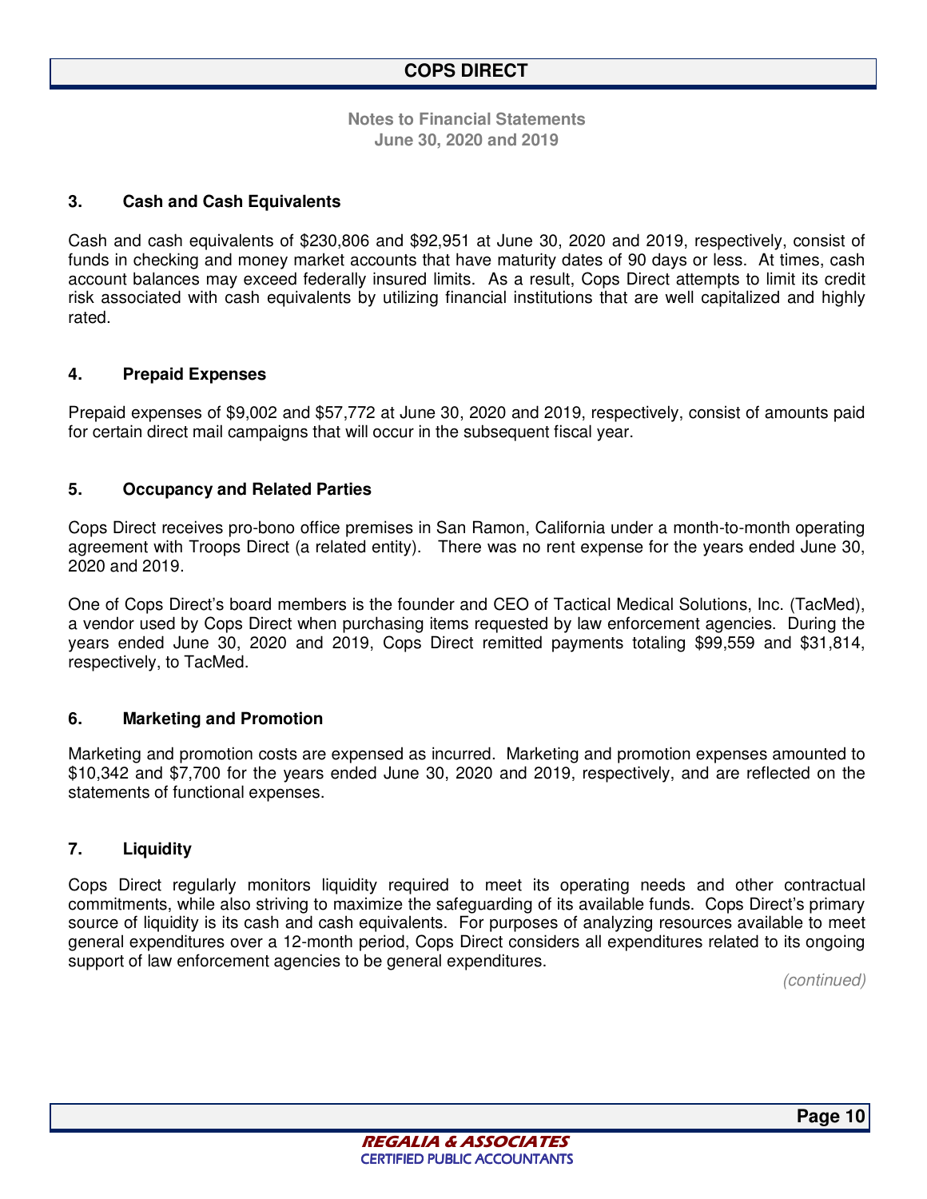## 3. Cash and Cash Equivalents

Cash and cash equivalents of $230,806 and $92,951 at June 30, 2020 and 2019, respectively, consist of funds in checking and money market accounts that have maturity dates of 90 days or less. At times, cash account balances may exceed federally insured limits. As a result, Cops Direct attempts to limit its credit risk associated with cash equivalents by utilizing financial institutions that are well capitalized and highly rated.

## 4. Prepaid Expenses

Prepaid expenses of $9,002 and $57,772 at June 30, 2020 and 2019, respectively, consist of amounts paid for certain direct mail campaigns that will occur in the subsequent fiscal year.

## 5. Occupancy and Related Parties

Cops Direct receives pro-bono office premises in San Ramon, California under a month-to-month operating agreement with Troops Direct (a related entity). There was no rent expense for the years ended June 30, 2020 and 2019.

One of Cops Direct's board members is the founder and CEO of Tactical Medical Solutions, Inc. (TacMed), a vendor used by Cops Direct when purchasing items requested by law enforcement agencies. During the years ended June 30, 2020 and 2019, Cops Direct remitted payments totaling $99,559 and $31,814, respectively, to TacMed.

## 6. Marketing and Promotion

Marketing and promotion costs are expensed as incurred. Marketing and promotion expenses amounted to $10,342 and $7,700 for the years ended June 30, 2020 and 2019, respectively, and are reflected on the statements of functional expenses.

## 7. Liquidity

Cops Direct regularly monitors liquidity required to meet its operating needs and other contractual commitments, while also striving to maximize the safeguarding of its available funds. Cops Direct's primary source of liquidity is its cash and cash equivalents. For purposes of analyzing resources available to meet general expenditures over a 12-month period, Cops Direct considers all expenditures related to its ongoing support of law enforcement agencies to be general expenditures.

*(continued)*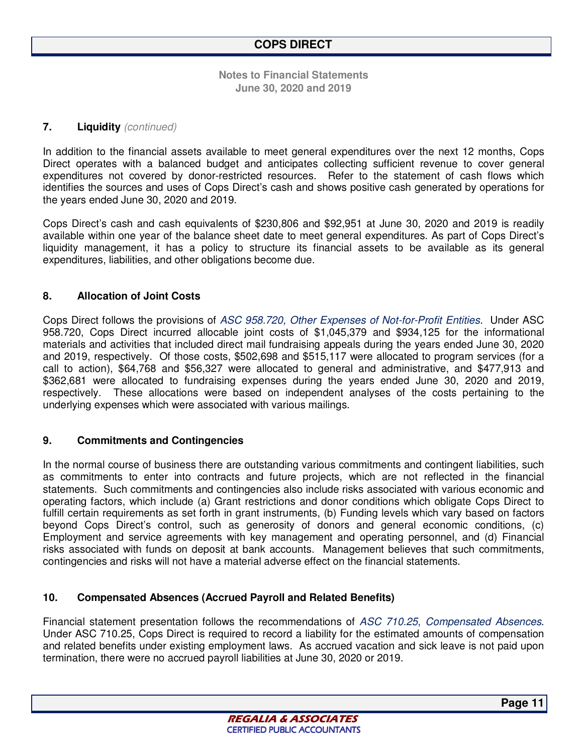## 7. Liquidity *(continued)*

In addition to the financial assets available to meet general expenditures over the next 12 months, Cops Direct operates with a balanced budget and anticipates collecting sufficient revenue to cover general expenditures not covered by donor-restricted resources. Refer to the statement of cash flows which identifies the sources and uses of Cops Direct's cash and shows positive cash generated by operations for the years ended June 30, 2020 and 2019.

Cops Direct's cash and cash equivalents of $230,806 and $92,951 at June 30, 2020 and 2019 is readily available within one year of the balance sheet date to meet general expenditures. As part of Cops Direct's liquidity management, it has a policy to structure its financial assets to be available as its general expenditures, liabilities, and other obligations become due.

## 8. Allocation of Joint Costs

Cops Direct follows the provisions of *ASC 958.720, Other Expenses of Not-for-Profit Entities*. Under ASC 958.720, Cops Direct incurred allocable joint costs of $1,045,379 and $934,125 for the informational materials and activities that included direct mail fundraising appeals during the years ended June 30, 2020 and 2019, respectively. Of those costs, $502,698 and $515,117 were allocated to program services (for a call to action), $64,768 and $56,327 were allocated to general and administrative, and $477,913 and $362,681 were allocated to fundraising expenses during the years ended June 30, 2020 and 2019, respectively. These allocations were based on independent analyses of the costs pertaining to the underlying expenses which were associated with various mailings.

## 9. Commitments and Contingencies

In the normal course of business there are outstanding various commitments and contingent liabilities, such as commitments to enter into contracts and future projects, which are not reflected in the financial statements. Such commitments and contingencies also include risks associated with various economic and operating factors, which include (a) Grant restrictions and donor conditions which obligate Cops Direct to fulfill certain requirements as set forth in grant instruments, (b) Funding levels which vary based on factors beyond Cops Direct's control, such as generosity of donors and general economic conditions, (c) Employment and service agreements with key management and operating personnel, and (d) Financial risks associated with funds on deposit at bank accounts. Management believes that such commitments, contingencies and risks will not have a material adverse effect on the financial statements.

## 10. Compensated Absences (Accrued Payroll and Related Benefits)

Financial statement presentation follows the recommendations of *ASC 710.25*, *Compensated Absences*. Under ASC 710.25, Cops Direct is required to record a liability for the estimated amounts of compensation and related benefits under existing employment laws. As accrued vacation and sick leave is not paid upon termination, there were no accrued payroll liabilities at June 30, 2020 or 2019.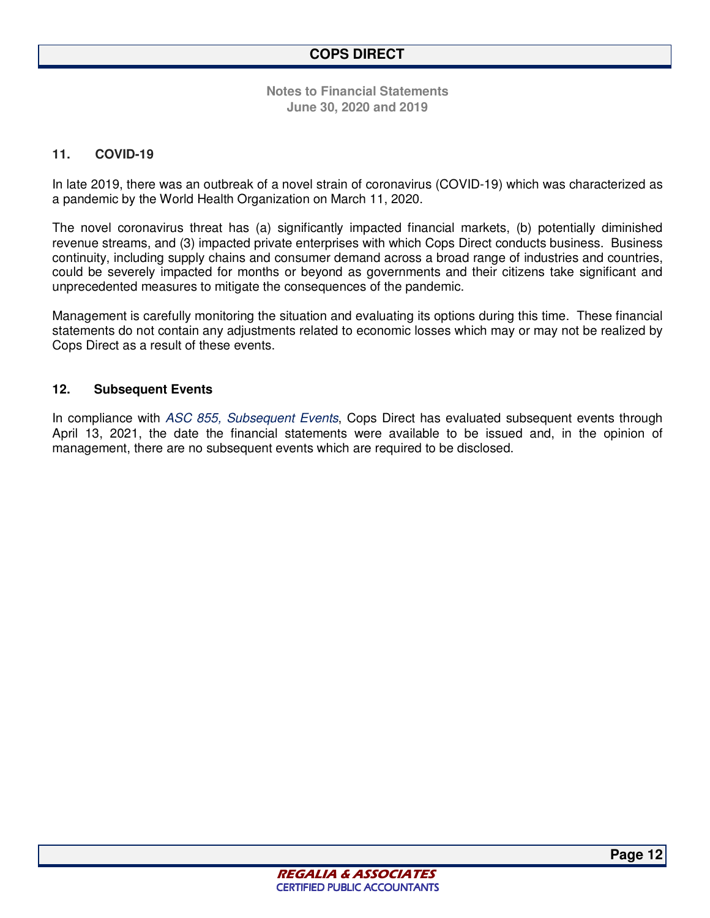### 11. COVID-19

In late 2019, there was an outbreak of a novel strain of coronavirus (COVID-19) which was characterized as a pandemic by the World Health Organization on March 11, 2020.

The novel coronavirus threat has (a) significantly impacted financial markets, (b) potentially diminished revenue streams, and (3) impacted private enterprises with which Cops Direct conducts business. Business continuity, including supply chains and consumer demand across a broad range of industries and countries, could be severely impacted for months or beyond as governments and their citizens take significant and unprecedented measures to mitigate the consequences of the pandemic.

Management is carefully monitoring the situation and evaluating its options during this time. These financial statements do not contain any adjustments related to economic losses which may or may not be realized by Cops Direct as a result of these events.

### 12. Subsequent Events

In compliance with *ASC 855, Subsequent Events*, Cops Direct has evaluated subsequent events through April 13, 2021, the date the financial statements were available to be issued and, in the opinion of management, there are no subsequent events which are required to be disclosed.